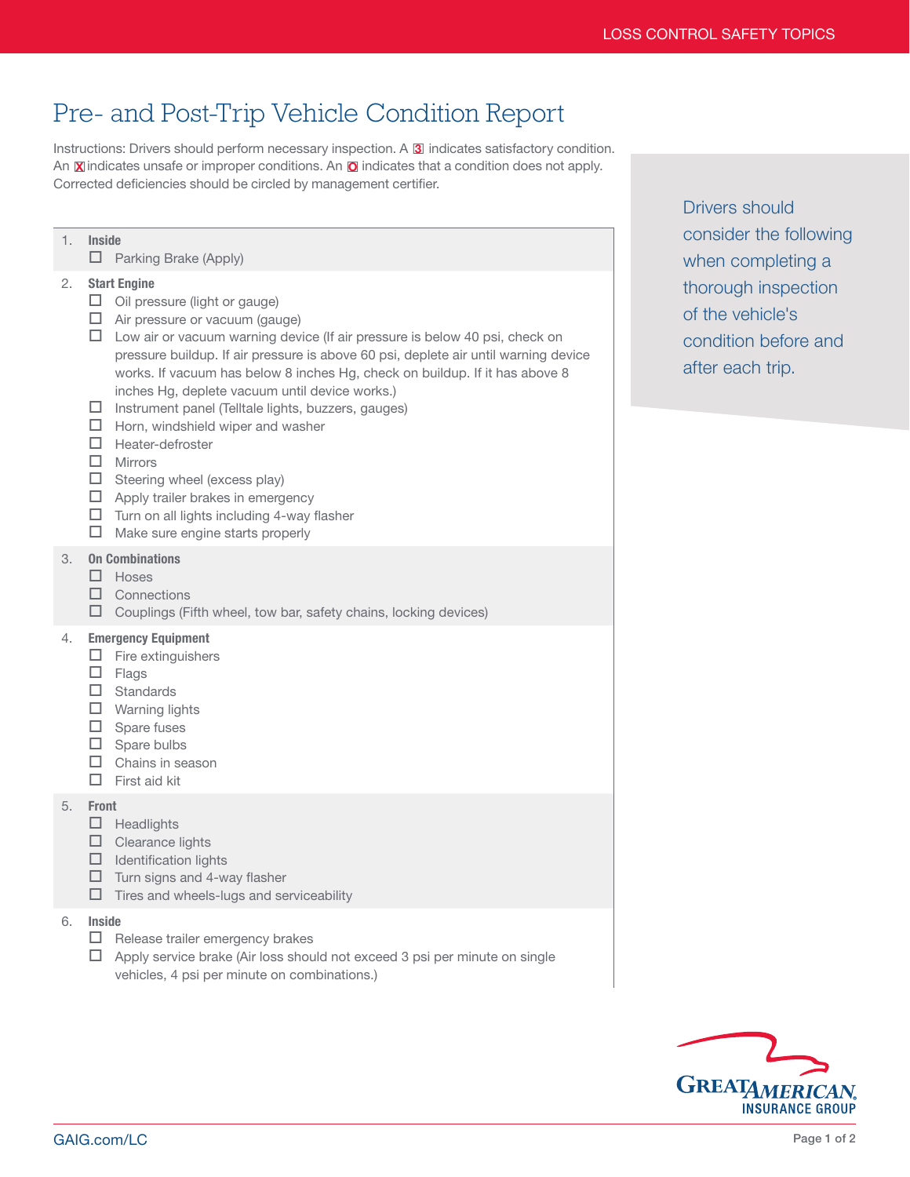# Pre- and Post-Trip Vehicle Condition Report

Instructions: Drivers should perform necessary inspection. A 3 indicates satisfactory condition. An X indicates unsafe or improper conditions. An O indicates that a condition does not apply. Corrected deficiencies should be circled by management certifier.

Drivers should consider the following when completing a thorough inspection of the vehicle's condition before and after each trip.

1. **Inside**
   - ☐ Parking Brake (Apply)
2. **Start Engine**
   - ☐ Oil pressure (light or gauge)
   - ☐ Air pressure or vacuum (gauge)
   - ☐ Low air or vacuum warning device (If air pressure is below 40 psi, check on pressure buildup. If air pressure is above 60 psi, deplete air until warning device works. If vacuum has below 8 inches Hg, check on buildup. If it has above 8 inches Hg, deplete vacuum until device works.)
   - ☐ Instrument panel (Telltale lights, buzzers, gauges)
   - ☐ Horn, windshield wiper and washer
   - ☐ Heater-defroster
   - ☐ Mirrors
   - ☐ Steering wheel (excess play)
   - ☐ Apply trailer brakes in emergency
   - ☐ Turn on all lights including 4-way flasher
   - ☐ Make sure engine starts properly
3. **On Combinations**
   - ☐ Hoses
   - ☐ Connections
   - ☐ Couplings (Fifth wheel, tow bar, safety chains, locking devices)
4. **Emergency Equipment**
   - ☐ Fire extinguishers
   - ☐ Flags
   - ☐ Standards
   - ☐ Warning lights
   - ☐ Spare fuses
   - ☐ Spare bulbs
   - ☐ Chains in season
   - ☐ First aid kit
5. **Front**
   - ☐ Headlights
   - ☐ Clearance lights
   - ☐ Identification lights
   - ☐ Turn signs and 4-way flasher
   - ☐ Tires and wheels-lugs and serviceability
6. **Inside**
   - ☐ Release trailer emergency brakes
   - ☐ Apply service brake (Air loss should not exceed 3 psi per minute on single vehicles, 4 psi per minute on combinations.)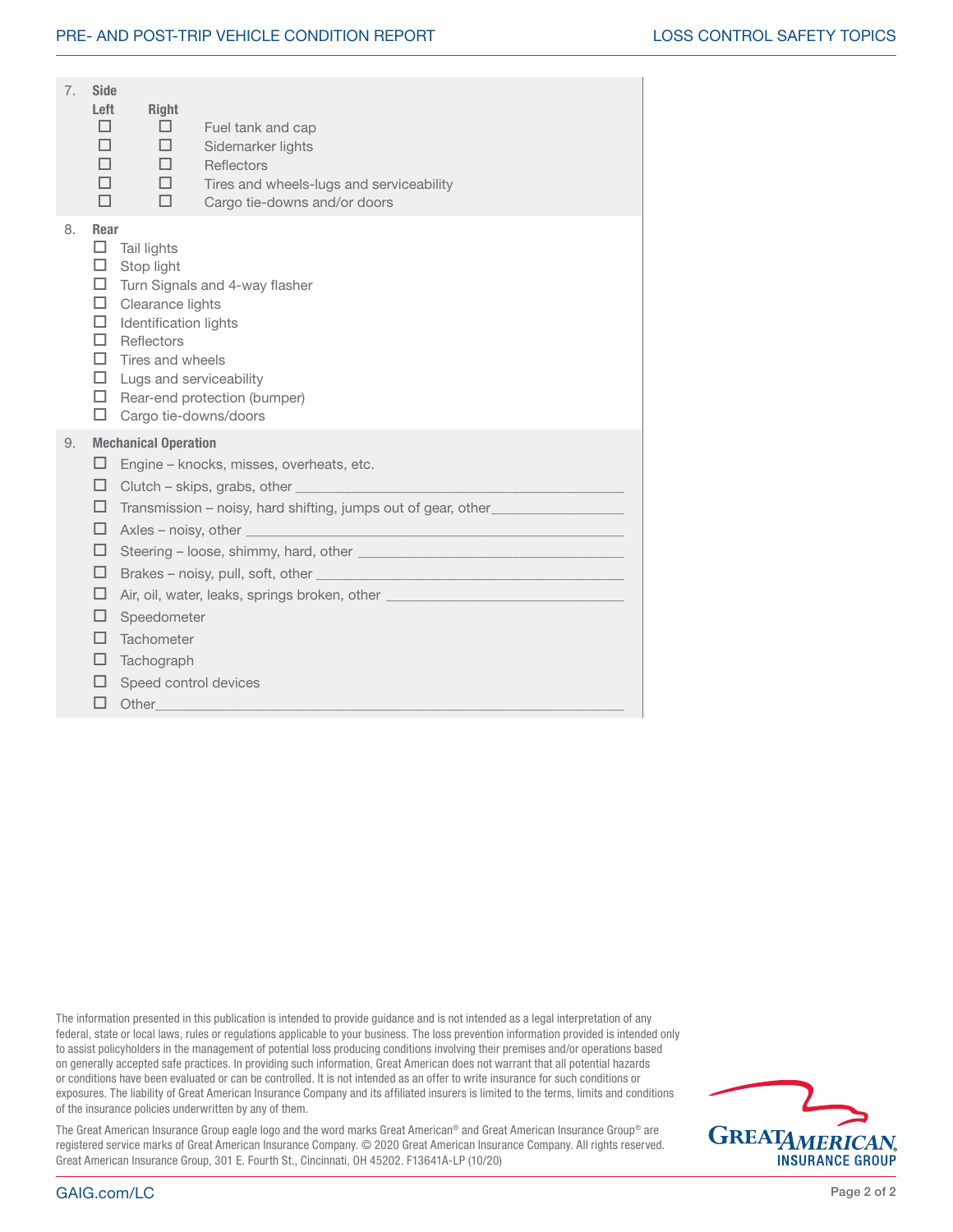7. **Side**

| Left | Right | |
|---|---|---|
| ☐ | ☐ | Fuel tank and cap |
| ☐ | ☐ | Sidemarker lights |
| ☐ | ☐ | Reflectors |
| ☐ | ☐ | Tires and wheels-lugs and serviceability |
| ☐ | ☐ | Cargo tie-downs and/or doors |

8. **Rear**
   - ☐ Tail lights
   - ☐ Stop light
   - ☐ Turn Signals and 4-way flasher
   - ☐ Clearance lights
   - ☐ Identification lights
   - ☐ Reflectors
   - ☐ Tires and wheels
   - ☐ Lugs and serviceability
   - ☐ Rear-end protection (bumper)
   - ☐ Cargo tie-downs/doors

9. **Mechanical Operation**
   - ☐ Engine – knocks, misses, overheats, etc.
   - ☐ Clutch – skips, grabs, other ______________________________
   - ☐ Transmission – noisy, hard shifting, jumps out of gear, other ______________
   - ☐ Axles – noisy, other ______________________________
   - ☐ Steering – loose, shimmy, hard, other ______________________________
   - ☐ Brakes – noisy, pull, soft, other ______________________________
   - ☐ Air, oil, water, leaks, springs broken, other ______________________________
   - ☐ Speedometer
   - ☐ Tachometer
   - ☐ Tachograph
   - ☐ Speed control devices
   - ☐ Other______________________________

The information presented in this publication is intended to provide guidance and is not intended as a legal interpretation of any federal, state or local laws, rules or regulations applicable to your business. The loss prevention information provided is intended only to assist policyholders in the management of potential loss producing conditions involving their premises and/or operations based on generally accepted safe practices. In providing such information, Great American does not warrant that all potential hazards or conditions have been evaluated or can be controlled. It is not intended as an offer to write insurance for such conditions or exposures. The liability of Great American Insurance Company and its affiliated insurers is limited to the terms, limits and conditions of the insurance policies underwritten by any of them.

The Great American Insurance Group eagle logo and the word marks Great American® and Great American Insurance Group® are registered service marks of Great American Insurance Company. © 2020 Great American Insurance Company. All rights reserved. Great American Insurance Group, 301 E. Fourth St., Cincinnati, OH 45202. F13641A-LP (10/20)

GREAT AMERICAN INSURANCE GROUP

GAIG.com/LC